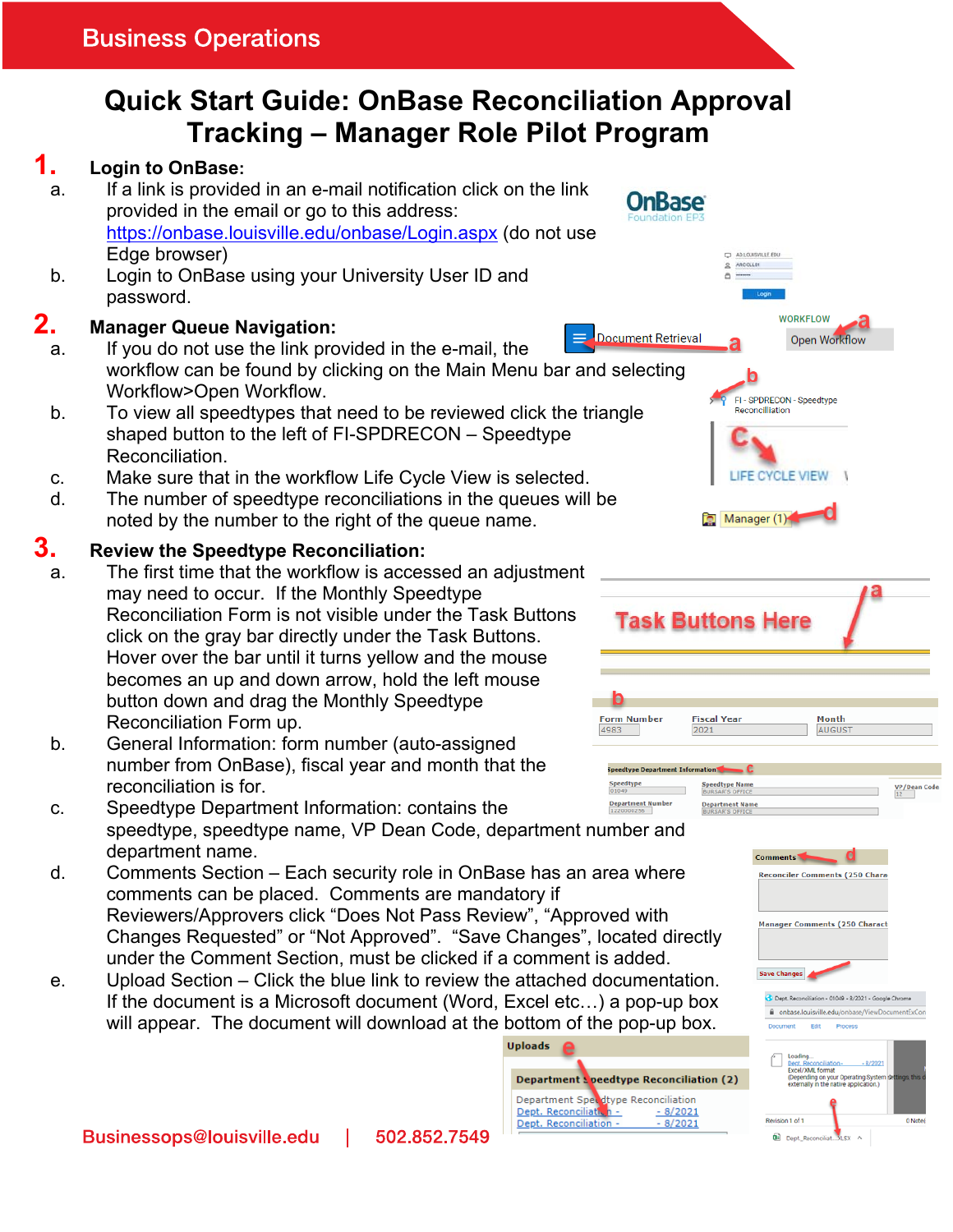Business Operations

# Quick Start Guide: OnBase Reconciliation Approval Tracking – Manager Role Pilot Program

## 1. Login to OnBase:

a. If a link is provided in an e-mail notification click on the link provided in the email or go to this address: https://onbase.louisville.edu/onbase/Login.aspx (do not use Edge browser)

b. Login to OnBase using your University User ID and password.

## 2. Manager Queue Navigation:

a. If you do not use the link provided in the e-mail, the workflow can be found by clicking on the Main Menu bar and selecting Workflow>Open Workflow.

b. To view all speedtypes that need to be reviewed click the triangle shaped button to the left of FI-SPDRECON – Speedtype Reconciliation.

c. Make sure that in the workflow Life Cycle View is selected.

d. The number of speedtype reconciliations in the queues will be noted by the number to the right of the queue name.

## 3. Review the Speedtype Reconciliation:

a. The first time that the workflow is accessed an adjustment may need to occur. If the Monthly Speedtype Reconciliation Form is not visible under the Task Buttons click on the gray bar directly under the Task Buttons. Hover over the bar until it turns yellow and the mouse becomes an up and down arrow, hold the left mouse button down and drag the Monthly Speedtype Reconciliation Form up.

b. General Information: form number (auto-assigned number from OnBase), fiscal year and month that the reconciliation is for.

c. Speedtype Department Information: contains the speedtype, speedtype name, VP Dean Code, department number and department name.

d. Comments Section – Each security role in OnBase has an area where comments can be placed. Comments are mandatory if Reviewers/Approvers click "Does Not Pass Review", "Approved with Changes Requested" or "Not Approved". "Save Changes", located directly under the Comment Section, must be clicked if a comment is added.

e. Upload Section – Click the blue link to review the attached documentation. If the document is a Microsoft document (Word, Excel etc…) a pop-up box will appear. The document will download at the bottom of the pop-up box.

Businessops@louisville.edu | 502.852.7549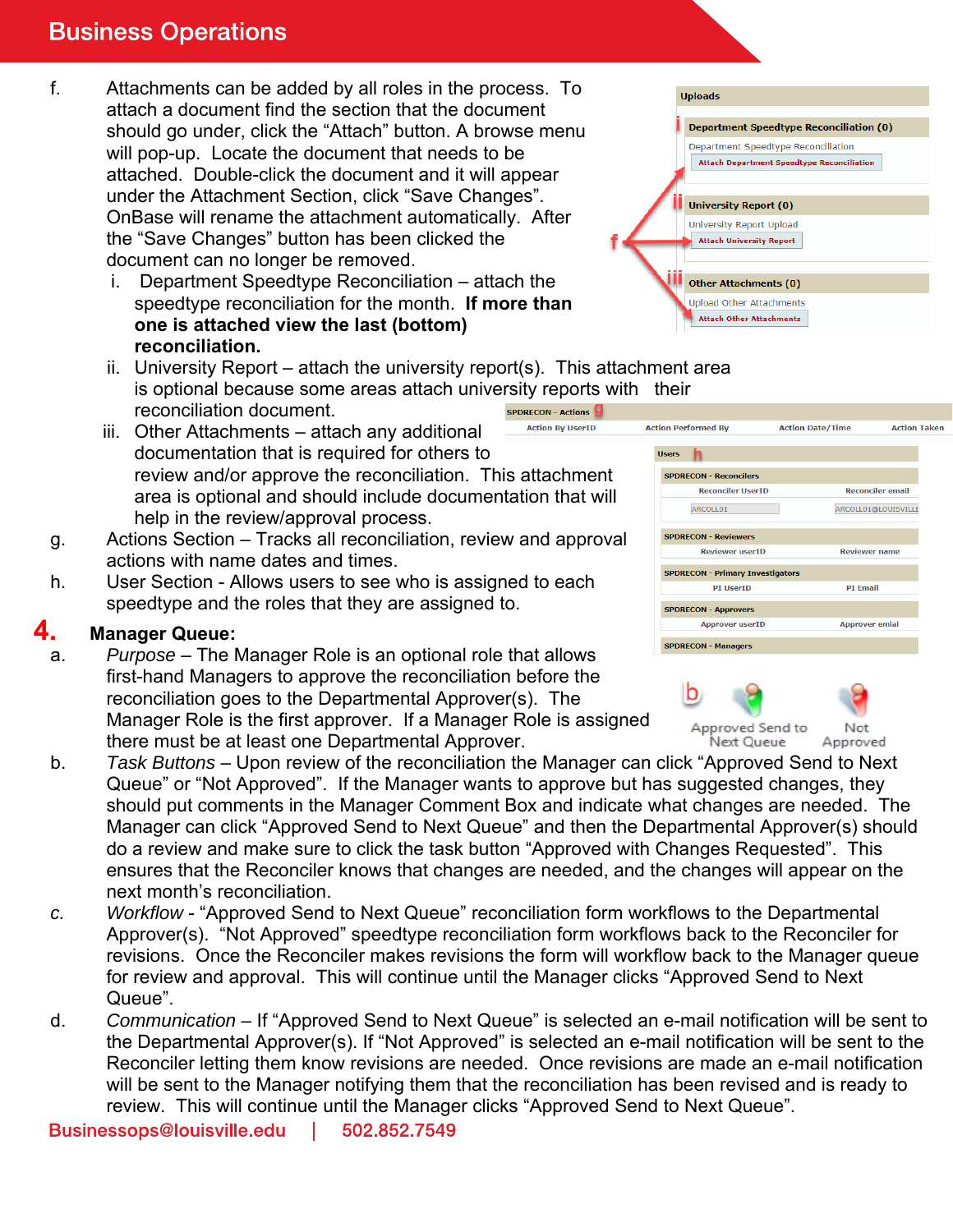# Business Operations

f. Attachments can be added by all roles in the process. To attach a document find the section that the document should go under, click the "Attach" button. A browse menu will pop-up. Locate the document that needs to be attached. Double-click the document and it will appear under the Attachment Section, click "Save Changes". OnBase will rename the attachment automatically. After the "Save Changes" button has been clicked the document can no longer be removed.

   i. Department Speedtype Reconciliation – attach the speedtype reconciliation for the month. **If more than one is attached view the last (bottom) reconciliation.**

   ii. University Report – attach the university report(s). This attachment area is optional because some areas attach university reports with their reconciliation document.

   iii. Other Attachments – attach any additional documentation that is required for others to review and/or approve the reconciliation. This attachment area is optional and should include documentation that will help in the review/approval process.

g. Actions Section – Tracks all reconciliation, review and approval actions with name dates and times.

h. User Section - Allows users to see who is assigned to each speedtype and the roles that they are assigned to.

## 4. Manager Queue:

a. *Purpose* – The Manager Role is an optional role that allows first-hand Managers to approve the reconciliation before the reconciliation goes to the Departmental Approver(s). The Manager Role is the first approver. If a Manager Role is assigned there must be at least one Departmental Approver.

b. *Task Buttons* – Upon review of the reconciliation the Manager can click "Approved Send to Next Queue" or "Not Approved". If the Manager wants to approve but has suggested changes, they should put comments in the Manager Comment Box and indicate what changes are needed. The Manager can click "Approved Send to Next Queue" and then the Departmental Approver(s) should do a review and make sure to click the task button "Approved with Changes Requested". This ensures that the Reconciler knows that changes are needed, and the changes will appear on the next month's reconciliation.

c. *Workflow* - "Approved Send to Next Queue" reconciliation form workflows to the Departmental Approver(s). "Not Approved" speedtype reconciliation form workflows back to the Reconciler for revisions. Once the Reconciler makes revisions the form will workflow back to the Manager queue for review and approval. This will continue until the Manager clicks "Approved Send to Next Queue".

d. *Communication* – If "Approved Send to Next Queue" is selected an e-mail notification will be sent to the Departmental Approver(s). If "Not Approved" is selected an e-mail notification will be sent to the Reconciler letting them know revisions are needed. Once revisions are made an e-mail notification will be sent to the Manager notifying them that the reconciliation has been revised and is ready to review. This will continue until the Manager clicks "Approved Send to Next Queue".

Businessops@louisville.edu | 502.852.7549